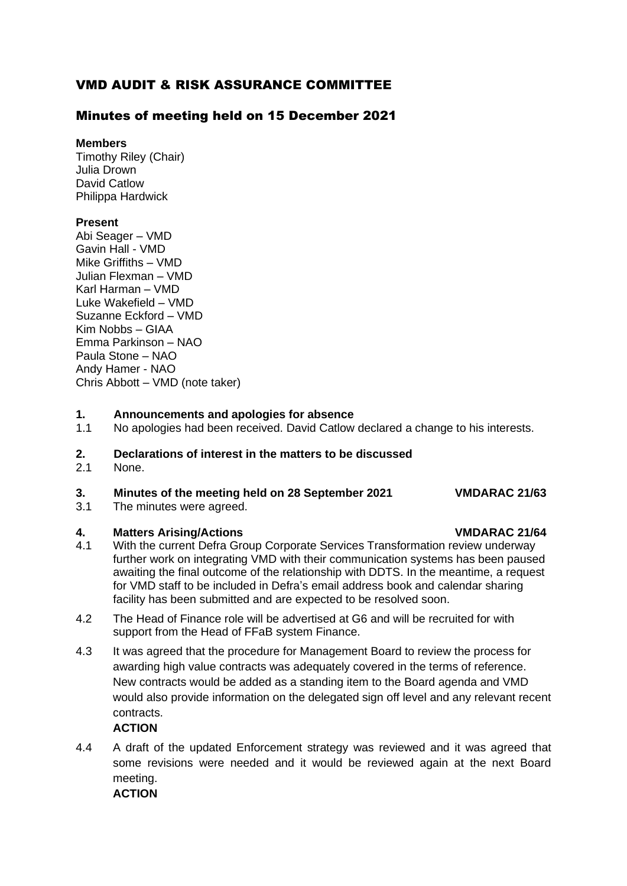# VMD AUDIT & RISK ASSURANCE COMMITTEE

## Minutes of meeting held on 15 December 2021

**Members**
Timothy Riley (Chair)
Julia Drown
David Catlow
Philippa Hardwick

**Present**
Abi Seager – VMD
Gavin Hall - VMD
Mike Griffiths – VMD
Julian Flexman – VMD
Karl Harman – VMD
Luke Wakefield – VMD
Suzanne Eckford – VMD
Kim Nobbs – GIAA
Emma Parkinson – NAO
Paula Stone – NAO
Andy Hamer - NAO
Chris Abbott – VMD (note taker)

**1. Announcements and apologies for absence**

1.1 No apologies had been received. David Catlow declared a change to his interests.

**2. Declarations of interest in the matters to be discussed**

2.1 None.

**3. Minutes of the meeting held on 28 September 2021 VMDARAC 21/63**

3.1 The minutes were agreed.

**4. Matters Arising/Actions VMDARAC 21/64**

4.1 With the current Defra Group Corporate Services Transformation review underway further work on integrating VMD with their communication systems has been paused awaiting the final outcome of the relationship with DDTS. In the meantime, a request for VMD staff to be included in Defra's email address book and calendar sharing facility has been submitted and are expected to be resolved soon.

4.2 The Head of Finance role will be advertised at G6 and will be recruited for with support from the Head of FFaB system Finance.

4.3 It was agreed that the procedure for Management Board to review the process for awarding high value contracts was adequately covered in the terms of reference. New contracts would be added as a standing item to the Board agenda and VMD would also provide information on the delegated sign off level and any relevant recent contracts.
**ACTION**

4.4 A draft of the updated Enforcement strategy was reviewed and it was agreed that some revisions were needed and it would be reviewed again at the next Board meeting.
**ACTION**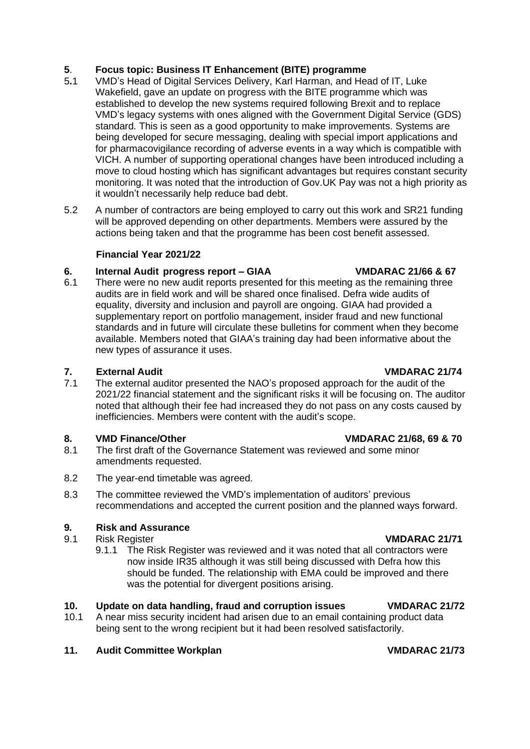## 5. Focus topic: Business IT Enhancement (BITE) programme

5.1 VMD's Head of Digital Services Delivery, Karl Harman, and Head of IT, Luke Wakefield, gave an update on progress with the BITE programme which was established to develop the new systems required following Brexit and to replace VMD's legacy systems with ones aligned with the Government Digital Service (GDS) standard. This is seen as a good opportunity to make improvements. Systems are being developed for secure messaging, dealing with special import applications and for pharmacovigilance recording of adverse events in a way which is compatible with VICH. A number of supporting operational changes have been introduced including a move to cloud hosting which has significant advantages but requires constant security monitoring. It was noted that the introduction of Gov.UK Pay was not a high priority as it wouldn't necessarily help reduce bad debt.

5.2 A number of contractors are being employed to carry out this work and SR21 funding will be approved depending on other departments. Members were assured by the actions being taken and that the programme has been cost benefit assessed.

### Financial Year 2021/22

## 6. Internal Audit progress report – GIAA — VMDARAC 21/66 & 67

6.1 There were no new audit reports presented for this meeting as the remaining three audits are in field work and will be shared once finalised. Defra wide audits of equality, diversity and inclusion and payroll are ongoing. GIAA had provided a supplementary report on portfolio management, insider fraud and new functional standards and in future will circulate these bulletins for comment when they become available. Members noted that GIAA's training day had been informative about the new types of assurance it uses.

## 7. External Audit — VMDARAC 21/74

7.1 The external auditor presented the NAO's proposed approach for the audit of the 2021/22 financial statement and the significant risks it will be focusing on. The auditor noted that although their fee had increased they do not pass on any costs caused by inefficiencies. Members were content with the audit's scope.

## 8. VMD Finance/Other — VMDARAC 21/68, 69 & 70

8.1 The first draft of the Governance Statement was reviewed and some minor amendments requested.

8.2 The year-end timetable was agreed.

8.3 The committee reviewed the VMD's implementation of auditors' previous recommendations and accepted the current position and the planned ways forward.

## 9. Risk and Assurance

9.1 Risk Register — **VMDARAC 21/71**

9.1.1 The Risk Register was reviewed and it was noted that all contractors were now inside IR35 although it was still being discussed with Defra how this should be funded. The relationship with EMA could be improved and there was the potential for divergent positions arising.

## 10. Update on data handling, fraud and corruption issues — VMDARAC 21/72

10.1 A near miss security incident had arisen due to an email containing product data being sent to the wrong recipient but it had been resolved satisfactorily.

## 11. Audit Committee Workplan — VMDARAC 21/73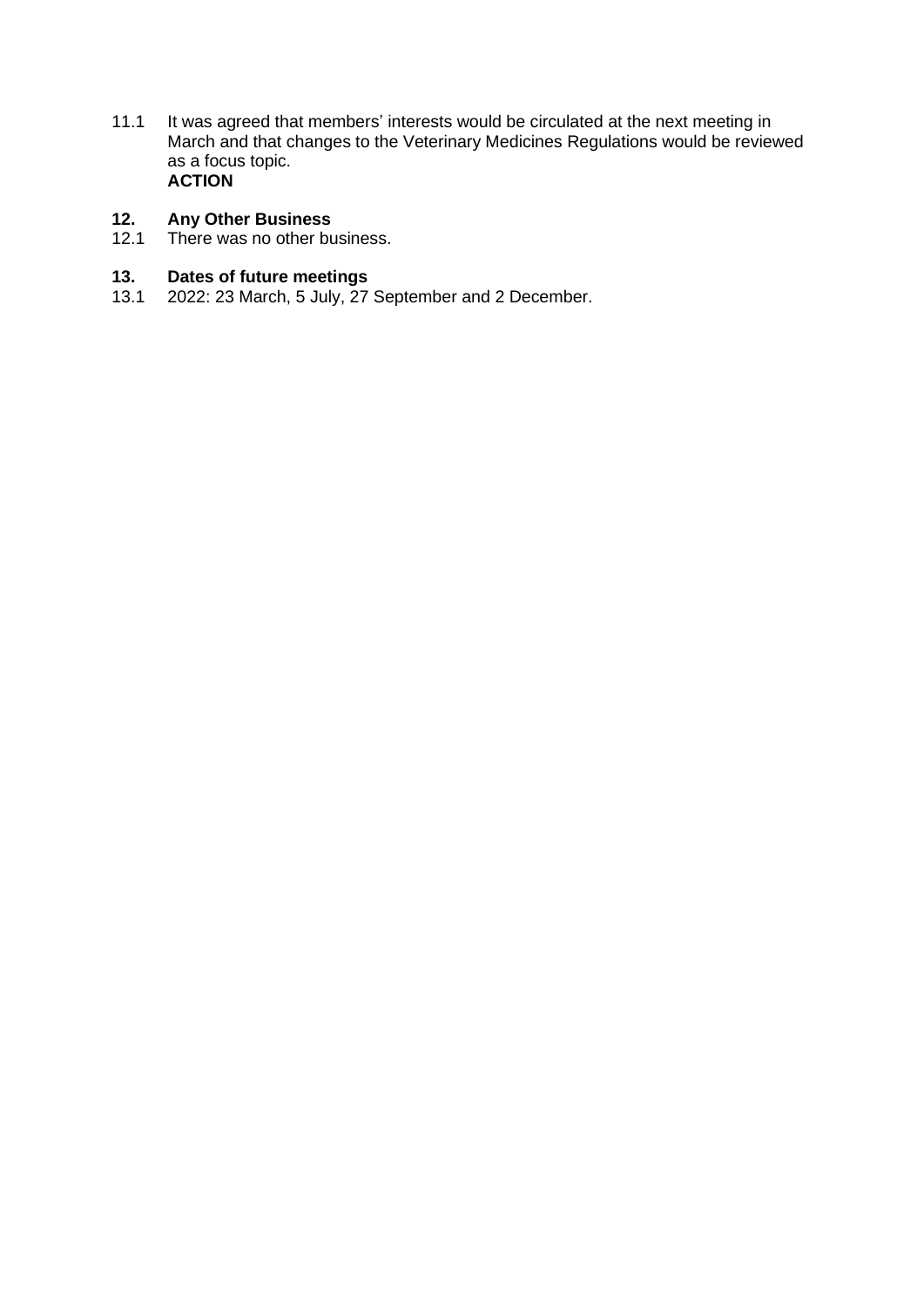11.1 It was agreed that members' interests would be circulated at the next meeting in March and that changes to the Veterinary Medicines Regulations would be reviewed as a focus topic.
**ACTION**

## 12. Any Other Business

12.1 There was no other business.

## 13. Dates of future meetings

13.1 2022: 23 March, 5 July, 27 September and 2 December.